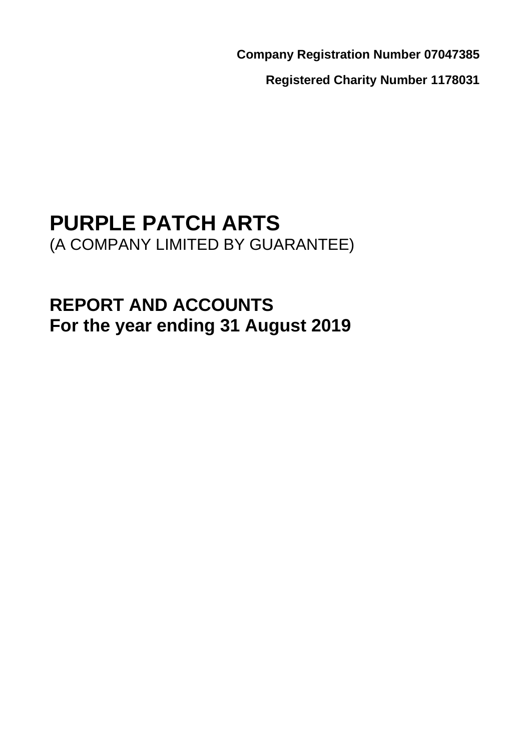**Company Registration Number 07047385**

**Registered Charity Number 1178031**

# PURPLE PATCH ARTS

(A COMPANY LIMITED BY GUARANTEE)

## REPORT AND ACCOUNTS
## For the year ending 31 August 2019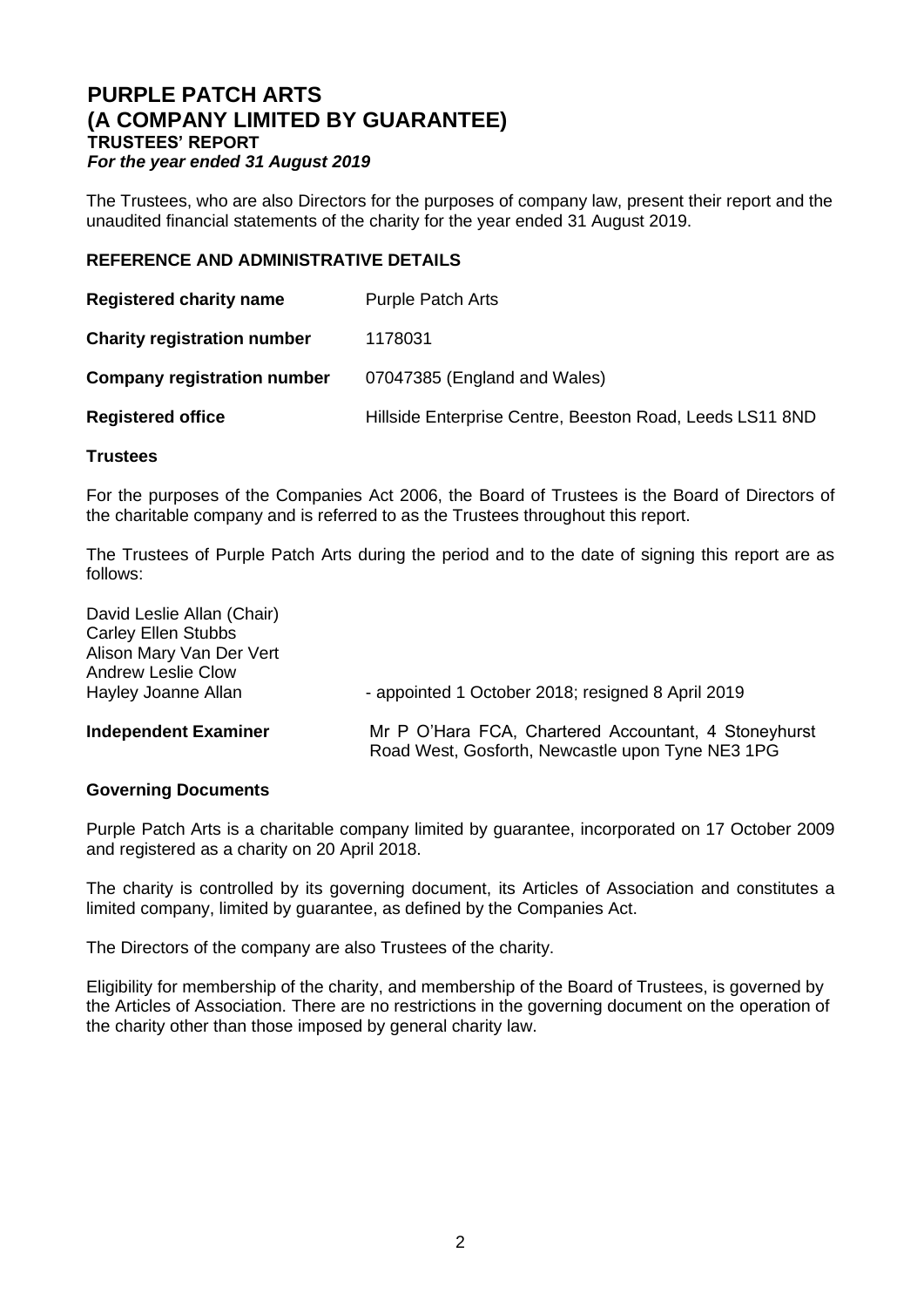# PURPLE PATCH ARTS
# (A COMPANY LIMITED BY GUARANTEE)
## TRUSTEES' REPORT
***For the year ended 31 August 2019***

The Trustees, who are also Directors for the purposes of company law, present their report and the unaudited financial statements of the charity for the year ended 31 August 2019.

### REFERENCE AND ADMINISTRATIVE DETAILS

| | |
|---|---|
| **Registered charity name** | Purple Patch Arts |
| **Charity registration number** | 1178031 |
| **Company registration number** | 07047385 (England and Wales) |
| **Registered office** | Hillside Enterprise Centre, Beeston Road, Leeds LS11 8ND |

### Trustees

For the purposes of the Companies Act 2006, the Board of Trustees is the Board of Directors of the charitable company and is referred to as the Trustees throughout this report.

The Trustees of Purple Patch Arts during the period and to the date of signing this report are as follows:

David Leslie Allan (Chair)
Carley Ellen Stubbs
Alison Mary Van Der Vert
Andrew Leslie Clow
Hayley Joanne Allan - appointed 1 October 2018; resigned 8 April 2019

**Independent Examiner** Mr P O'Hara FCA, Chartered Accountant, 4 Stoneyhurst Road West, Gosforth, Newcastle upon Tyne NE3 1PG

### Governing Documents

Purple Patch Arts is a charitable company limited by guarantee, incorporated on 17 October 2009 and registered as a charity on 20 April 2018.

The charity is controlled by its governing document, its Articles of Association and constitutes a limited company, limited by guarantee, as defined by the Companies Act.

The Directors of the company are also Trustees of the charity.

Eligibility for membership of the charity, and membership of the Board of Trustees, is governed by the Articles of Association. There are no restrictions in the governing document on the operation of the charity other than those imposed by general charity law.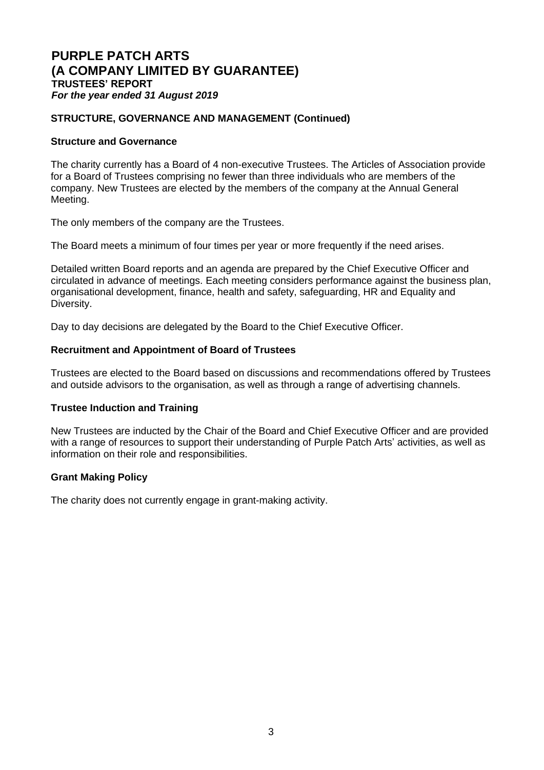# PURPLE PATCH ARTS
# (A COMPANY LIMITED BY GUARANTEE)
## TRUSTEES' REPORT
***For the year ended 31 August 2019***

### STRUCTURE, GOVERNANCE AND MANAGEMENT (Continued)

**Structure and Governance**

The charity currently has a Board of 4 non-executive Trustees. The Articles of Association provide for a Board of Trustees comprising no fewer than three individuals who are members of the company. New Trustees are elected by the members of the company at the Annual General Meeting.

The only members of the company are the Trustees.

The Board meets a minimum of four times per year or more frequently if the need arises.

Detailed written Board reports and an agenda are prepared by the Chief Executive Officer and circulated in advance of meetings. Each meeting considers performance against the business plan, organisational development, finance, health and safety, safeguarding, HR and Equality and Diversity.

Day to day decisions are delegated by the Board to the Chief Executive Officer.

**Recruitment and Appointment of Board of Trustees**

Trustees are elected to the Board based on discussions and recommendations offered by Trustees and outside advisors to the organisation, as well as through a range of advertising channels.

**Trustee Induction and Training**

New Trustees are inducted by the Chair of the Board and Chief Executive Officer and are provided with a range of resources to support their understanding of Purple Patch Arts' activities, as well as information on their role and responsibilities.

**Grant Making Policy**

The charity does not currently engage in grant-making activity.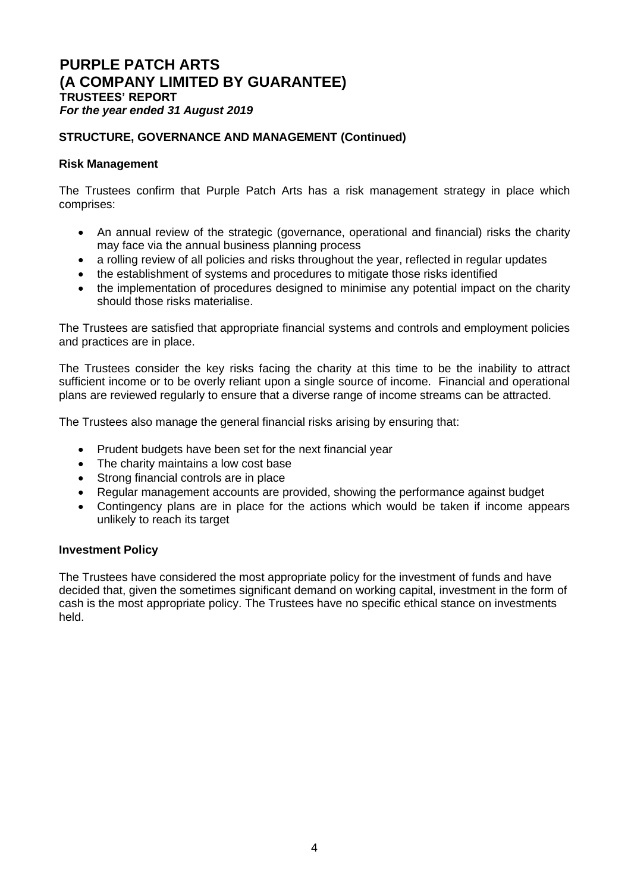# PURPLE PATCH ARTS
# (A COMPANY LIMITED BY GUARANTEE)
### TRUSTEES' REPORT
***For the year ended 31 August 2019***

## STRUCTURE, GOVERNANCE AND MANAGEMENT (Continued)

### Risk Management

The Trustees confirm that Purple Patch Arts has a risk management strategy in place which comprises:

- An annual review of the strategic (governance, operational and financial) risks the charity may face via the annual business planning process
- a rolling review of all policies and risks throughout the year, reflected in regular updates
- the establishment of systems and procedures to mitigate those risks identified
- the implementation of procedures designed to minimise any potential impact on the charity should those risks materialise.

The Trustees are satisfied that appropriate financial systems and controls and employment policies and practices are in place.

The Trustees consider the key risks facing the charity at this time to be the inability to attract sufficient income or to be overly reliant upon a single source of income. Financial and operational plans are reviewed regularly to ensure that a diverse range of income streams can be attracted.

The Trustees also manage the general financial risks arising by ensuring that:

- Prudent budgets have been set for the next financial year
- The charity maintains a low cost base
- Strong financial controls are in place
- Regular management accounts are provided, showing the performance against budget
- Contingency plans are in place for the actions which would be taken if income appears unlikely to reach its target

### Investment Policy

The Trustees have considered the most appropriate policy for the investment of funds and have decided that, given the sometimes significant demand on working capital, investment in the form of cash is the most appropriate policy. The Trustees have no specific ethical stance on investments held.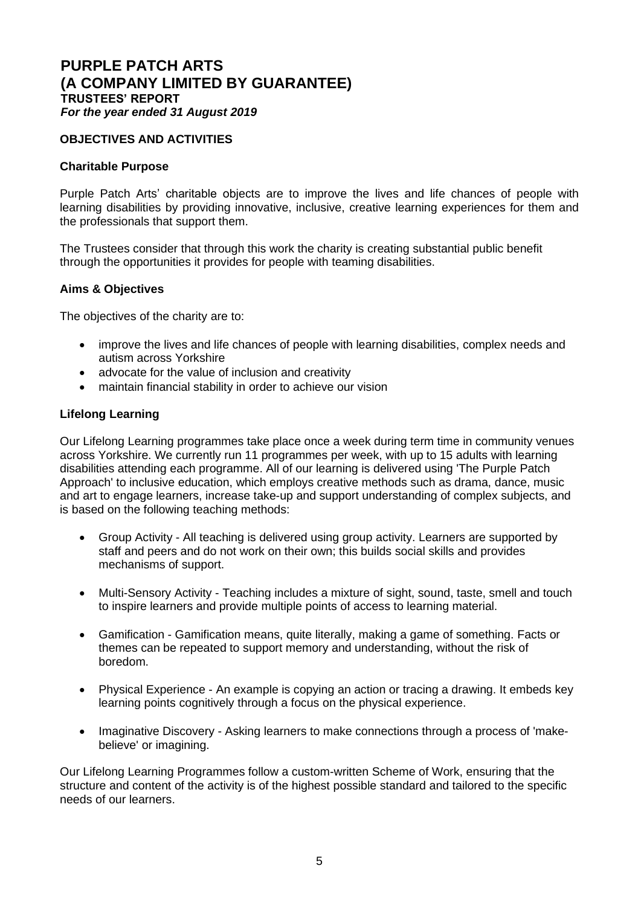# PURPLE PATCH ARTS
# (A COMPANY LIMITED BY GUARANTEE)
## TRUSTEES' REPORT
***For the year ended 31 August 2019***

### OBJECTIVES AND ACTIVITIES

#### Charitable Purpose

Purple Patch Arts' charitable objects are to improve the lives and life chances of people with learning disabilities by providing innovative, inclusive, creative learning experiences for them and the professionals that support them.

The Trustees consider that through this work the charity is creating substantial public benefit through the opportunities it provides for people with teaming disabilities.

#### Aims & Objectives

The objectives of the charity are to:

- improve the lives and life chances of people with learning disabilities, complex needs and autism across Yorkshire
- advocate for the value of inclusion and creativity
- maintain financial stability in order to achieve our vision

#### Lifelong Learning

Our Lifelong Learning programmes take place once a week during term time in community venues across Yorkshire. We currently run 11 programmes per week, with up to 15 adults with learning disabilities attending each programme. All of our learning is delivered using 'The Purple Patch Approach' to inclusive education, which employs creative methods such as drama, dance, music and art to engage learners, increase take-up and support understanding of complex subjects, and is based on the following teaching methods:

- Group Activity - All teaching is delivered using group activity. Learners are supported by staff and peers and do not work on their own; this builds social skills and provides mechanisms of support.

- Multi-Sensory Activity - Teaching includes a mixture of sight, sound, taste, smell and touch to inspire learners and provide multiple points of access to learning material.

- Gamification - Gamification means, quite literally, making a game of something. Facts or themes can be repeated to support memory and understanding, without the risk of boredom.

- Physical Experience - An example is copying an action or tracing a drawing. It embeds key learning points cognitively through a focus on the physical experience.

- Imaginative Discovery - Asking learners to make connections through a process of 'make-believe' or imagining.

Our Lifelong Learning Programmes follow a custom-written Scheme of Work, ensuring that the structure and content of the activity is of the highest possible standard and tailored to the specific needs of our learners.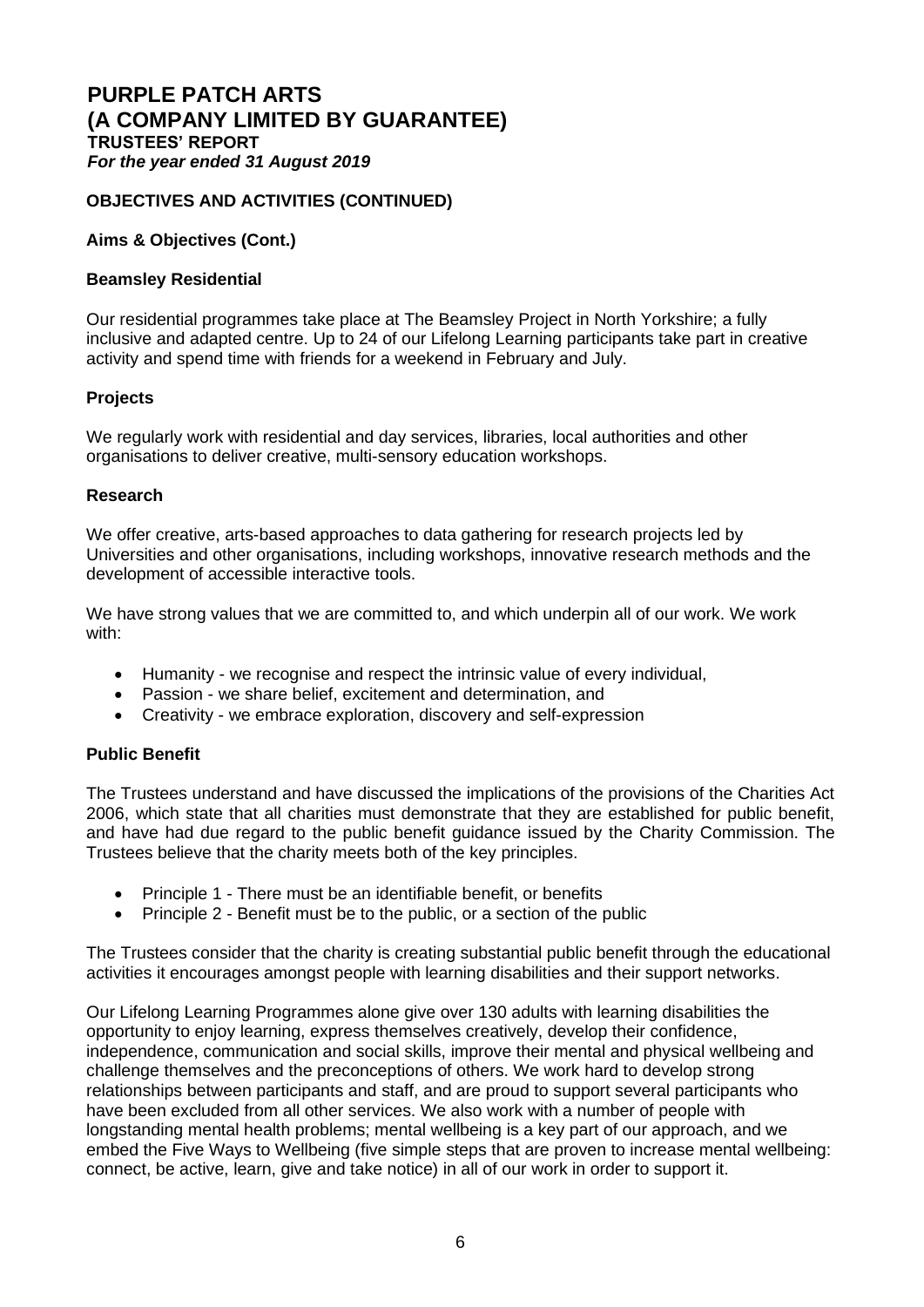# PURPLE PATCH ARTS
# (A COMPANY LIMITED BY GUARANTEE)
## TRUSTEES' REPORT
***For the year ended 31 August 2019***

### OBJECTIVES AND ACTIVITIES (CONTINUED)

#### Aims & Objectives (Cont.)

#### Beamsley Residential

Our residential programmes take place at The Beamsley Project in North Yorkshire; a fully inclusive and adapted centre. Up to 24 of our Lifelong Learning participants take part in creative activity and spend time with friends for a weekend in February and July.

#### Projects

We regularly work with residential and day services, libraries, local authorities and other organisations to deliver creative, multi-sensory education workshops.

#### Research

We offer creative, arts-based approaches to data gathering for research projects led by Universities and other organisations, including workshops, innovative research methods and the development of accessible interactive tools.

We have strong values that we are committed to, and which underpin all of our work. We work with:

- Humanity - we recognise and respect the intrinsic value of every individual,
- Passion - we share belief, excitement and determination, and
- Creativity - we embrace exploration, discovery and self-expression

#### Public Benefit

The Trustees understand and have discussed the implications of the provisions of the Charities Act 2006, which state that all charities must demonstrate that they are established for public benefit, and have had due regard to the public benefit guidance issued by the Charity Commission. The Trustees believe that the charity meets both of the key principles.

- Principle 1 - There must be an identifiable benefit, or benefits
- Principle 2 - Benefit must be to the public, or a section of the public

The Trustees consider that the charity is creating substantial public benefit through the educational activities it encourages amongst people with learning disabilities and their support networks.

Our Lifelong Learning Programmes alone give over 130 adults with learning disabilities the opportunity to enjoy learning, express themselves creatively, develop their confidence, independence, communication and social skills, improve their mental and physical wellbeing and challenge themselves and the preconceptions of others. We work hard to develop strong relationships between participants and staff, and are proud to support several participants who have been excluded from all other services. We also work with a number of people with longstanding mental health problems; mental wellbeing is a key part of our approach, and we embed the Five Ways to Wellbeing (five simple steps that are proven to increase mental wellbeing: connect, be active, learn, give and take notice) in all of our work in order to support it.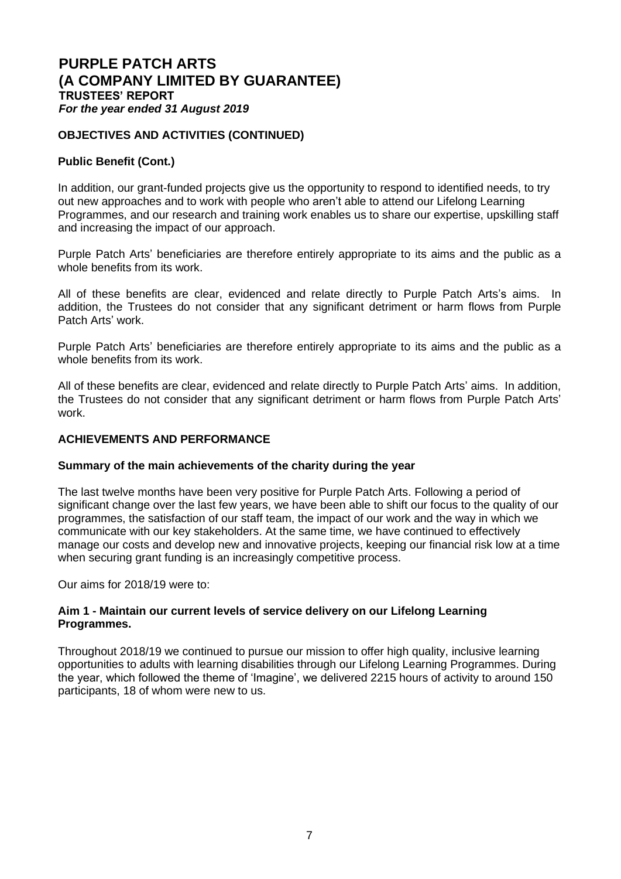## OBJECTIVES AND ACTIVITIES (CONTINUED)

### Public Benefit (Cont.)

In addition, our grant-funded projects give us the opportunity to respond to identified needs, to try out new approaches and to work with people who aren't able to attend our Lifelong Learning Programmes, and our research and training work enables us to share our expertise, upskilling staff and increasing the impact of our approach.

Purple Patch Arts' beneficiaries are therefore entirely appropriate to its aims and the public as a whole benefits from its work.

All of these benefits are clear, evidenced and relate directly to Purple Patch Arts's aims. In addition, the Trustees do not consider that any significant detriment or harm flows from Purple Patch Arts' work.

Purple Patch Arts' beneficiaries are therefore entirely appropriate to its aims and the public as a whole benefits from its work.

All of these benefits are clear, evidenced and relate directly to Purple Patch Arts' aims. In addition, the Trustees do not consider that any significant detriment or harm flows from Purple Patch Arts' work.

## ACHIEVEMENTS AND PERFORMANCE

### Summary of the main achievements of the charity during the year

The last twelve months have been very positive for Purple Patch Arts. Following a period of significant change over the last few years, we have been able to shift our focus to the quality of our programmes, the satisfaction of our staff team, the impact of our work and the way in which we communicate with our key stakeholders. At the same time, we have continued to effectively manage our costs and develop new and innovative projects, keeping our financial risk low at a time when securing grant funding is an increasingly competitive process.

Our aims for 2018/19 were to:

### Aim 1 - Maintain our current levels of service delivery on our Lifelong Learning Programmes.

Throughout 2018/19 we continued to pursue our mission to offer high quality, inclusive learning opportunities to adults with learning disabilities through our Lifelong Learning Programmes. During the year, which followed the theme of 'Imagine', we delivered 2215 hours of activity to around 150 participants, 18 of whom were new to us.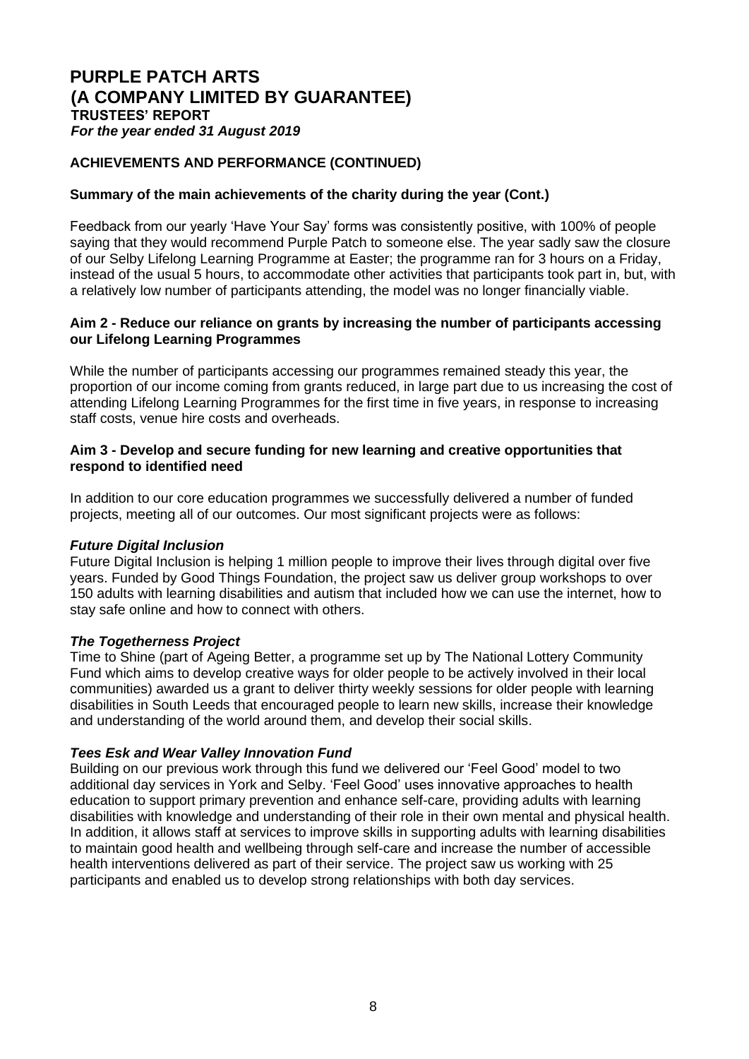## ACHIEVEMENTS AND PERFORMANCE (CONTINUED)

### Summary of the main achievements of the charity during the year (Cont.)

Feedback from our yearly 'Have Your Say' forms was consistently positive, with 100% of people saying that they would recommend Purple Patch to someone else. The year sadly saw the closure of our Selby Lifelong Learning Programme at Easter; the programme ran for 3 hours on a Friday, instead of the usual 5 hours, to accommodate other activities that participants took part in, but, with a relatively low number of participants attending, the model was no longer financially viable.

### Aim 2 - Reduce our reliance on grants by increasing the number of participants accessing our Lifelong Learning Programmes

While the number of participants accessing our programmes remained steady this year, the proportion of our income coming from grants reduced, in large part due to us increasing the cost of attending Lifelong Learning Programmes for the first time in five years, in response to increasing staff costs, venue hire costs and overheads.

### Aim 3 - Develop and secure funding for new learning and creative opportunities that respond to identified need

In addition to our core education programmes we successfully delivered a number of funded projects, meeting all of our outcomes. Our most significant projects were as follows:

***Future Digital Inclusion***

Future Digital Inclusion is helping 1 million people to improve their lives through digital over five years. Funded by Good Things Foundation, the project saw us deliver group workshops to over 150 adults with learning disabilities and autism that included how we can use the internet, how to stay safe online and how to connect with others.

***The Togetherness Project***

Time to Shine (part of Ageing Better, a programme set up by The National Lottery Community Fund which aims to develop creative ways for older people to be actively involved in their local communities) awarded us a grant to deliver thirty weekly sessions for older people with learning disabilities in South Leeds that encouraged people to learn new skills, increase their knowledge and understanding of the world around them, and develop their social skills.

***Tees Esk and Wear Valley Innovation Fund***

Building on our previous work through this fund we delivered our 'Feel Good' model to two additional day services in York and Selby. 'Feel Good' uses innovative approaches to health education to support primary prevention and enhance self-care, providing adults with learning disabilities with knowledge and understanding of their role in their own mental and physical health. In addition, it allows staff at services to improve skills in supporting adults with learning disabilities to maintain good health and wellbeing through self-care and increase the number of accessible health interventions delivered as part of their service. The project saw us working with 25 participants and enabled us to develop strong relationships with both day services.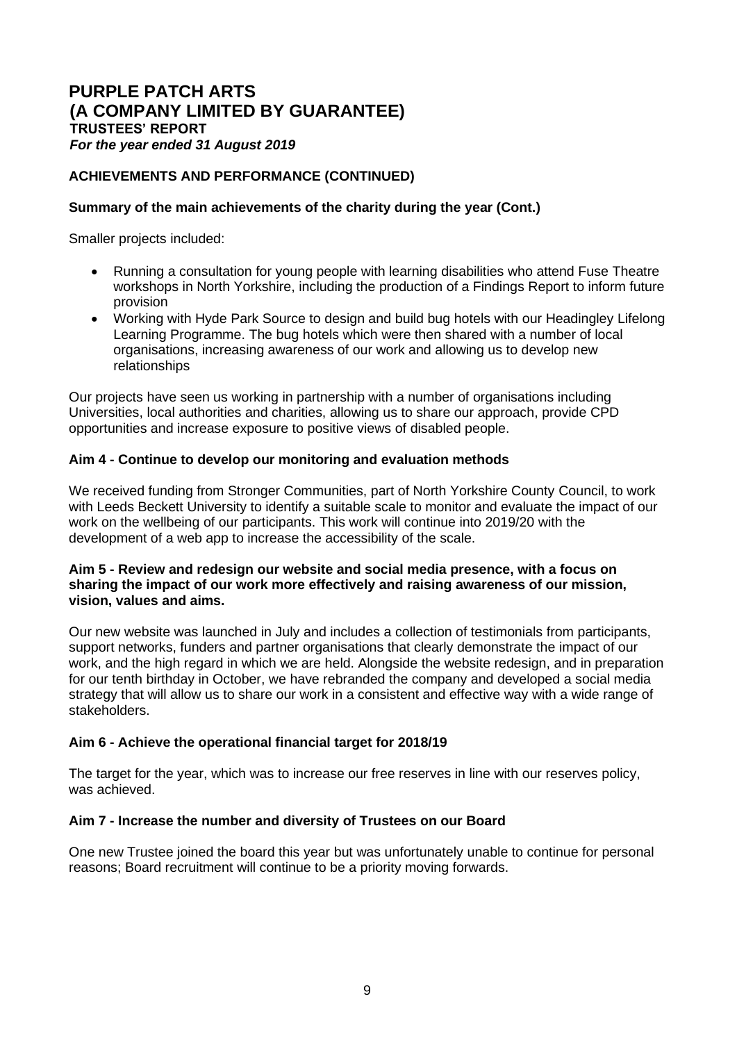# PURPLE PATCH ARTS
# (A COMPANY LIMITED BY GUARANTEE)
**TRUSTEES' REPORT**
***For the year ended 31 August 2019***

## ACHIEVEMENTS AND PERFORMANCE (CONTINUED)

### Summary of the main achievements of the charity during the year (Cont.)

Smaller projects included:

- Running a consultation for young people with learning disabilities who attend Fuse Theatre workshops in North Yorkshire, including the production of a Findings Report to inform future provision
- Working with Hyde Park Source to design and build bug hotels with our Headingley Lifelong Learning Programme. The bug hotels which were then shared with a number of local organisations, increasing awareness of our work and allowing us to develop new relationships

Our projects have seen us working in partnership with a number of organisations including Universities, local authorities and charities, allowing us to share our approach, provide CPD opportunities and increase exposure to positive views of disabled people.

### Aim 4 - Continue to develop our monitoring and evaluation methods

We received funding from Stronger Communities, part of North Yorkshire County Council, to work with Leeds Beckett University to identify a suitable scale to monitor and evaluate the impact of our work on the wellbeing of our participants. This work will continue into 2019/20 with the development of a web app to increase the accessibility of the scale.

### Aim 5 - Review and redesign our website and social media presence, with a focus on sharing the impact of our work more effectively and raising awareness of our mission, vision, values and aims.

Our new website was launched in July and includes a collection of testimonials from participants, support networks, funders and partner organisations that clearly demonstrate the impact of our work, and the high regard in which we are held. Alongside the website redesign, and in preparation for our tenth birthday in October, we have rebranded the company and developed a social media strategy that will allow us to share our work in a consistent and effective way with a wide range of stakeholders.

### Aim 6 - Achieve the operational financial target for 2018/19

The target for the year, which was to increase our free reserves in line with our reserves policy, was achieved.

### Aim 7 - Increase the number and diversity of Trustees on our Board

One new Trustee joined the board this year but was unfortunately unable to continue for personal reasons; Board recruitment will continue to be a priority moving forwards.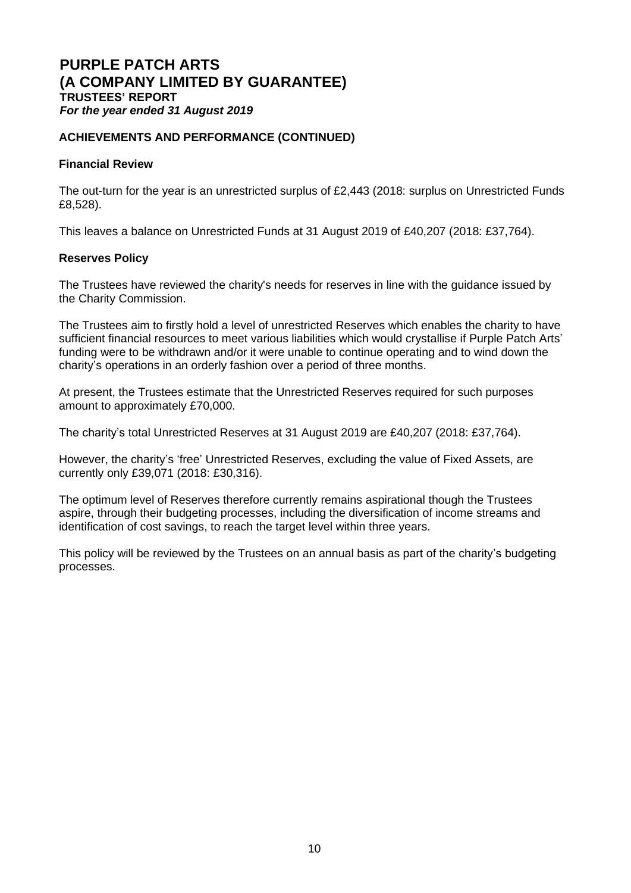# PURPLE PATCH ARTS
# (A COMPANY LIMITED BY GUARANTEE)
### TRUSTEES' REPORT
***For the year ended 31 August 2019***

### ACHIEVEMENTS AND PERFORMANCE (CONTINUED)

**Financial Review**

The out-turn for the year is an unrestricted surplus of £2,443 (2018: surplus on Unrestricted Funds £8,528).

This leaves a balance on Unrestricted Funds at 31 August 2019 of £40,207 (2018: £37,764).

**Reserves Policy**

The Trustees have reviewed the charity's needs for reserves in line with the guidance issued by the Charity Commission.

The Trustees aim to firstly hold a level of unrestricted Reserves which enables the charity to have sufficient financial resources to meet various liabilities which would crystallise if Purple Patch Arts' funding were to be withdrawn and/or it were unable to continue operating and to wind down the charity's operations in an orderly fashion over a period of three months.

At present, the Trustees estimate that the Unrestricted Reserves required for such purposes amount to approximately £70,000.

The charity's total Unrestricted Reserves at 31 August 2019 are £40,207 (2018: £37,764).

However, the charity's 'free' Unrestricted Reserves, excluding the value of Fixed Assets, are currently only £39,071 (2018: £30,316).

The optimum level of Reserves therefore currently remains aspirational though the Trustees aspire, through their budgeting processes, including the diversification of income streams and identification of cost savings, to reach the target level within three years.

This policy will be reviewed by the Trustees on an annual basis as part of the charity's budgeting processes.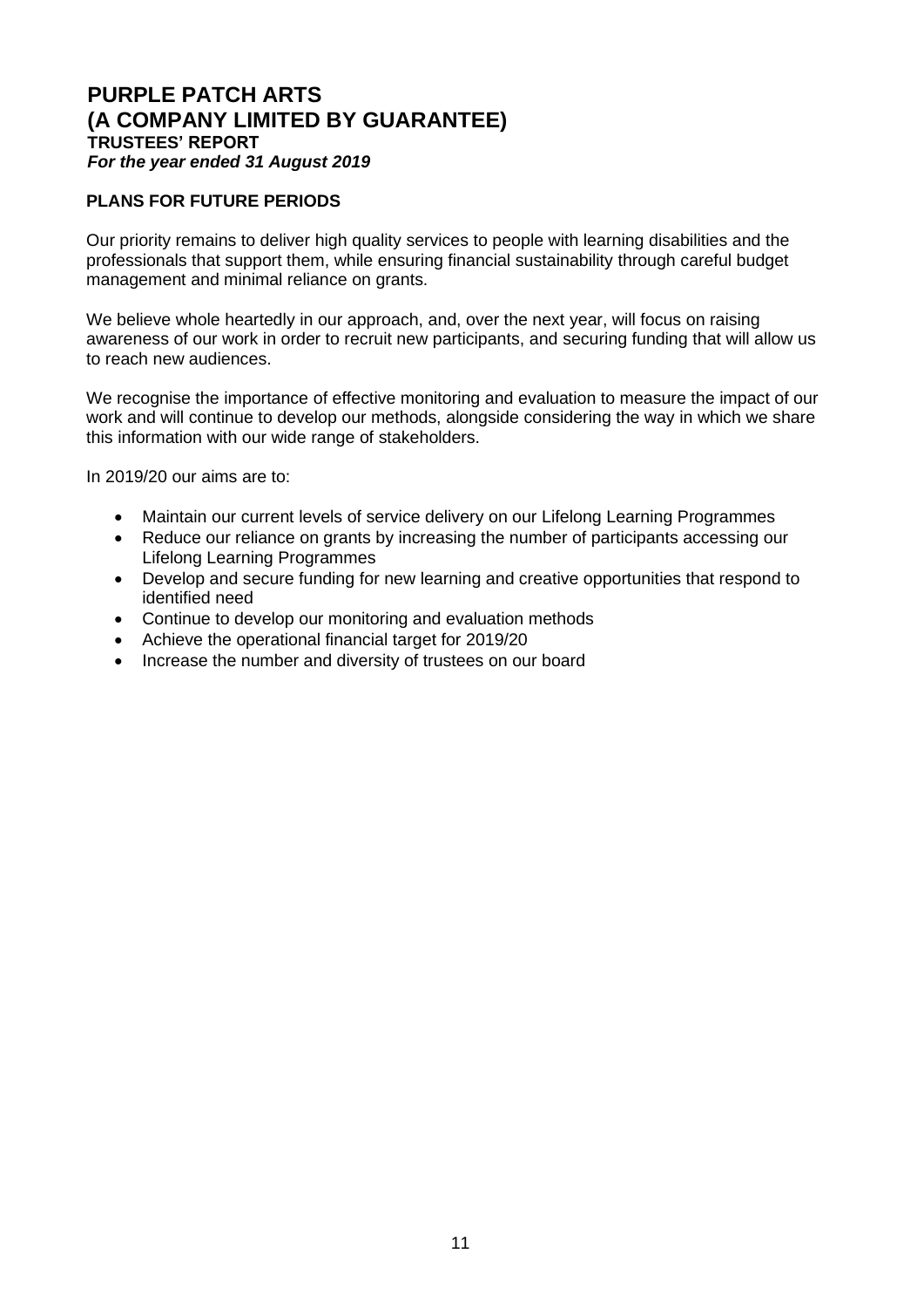# PURPLE PATCH ARTS
# (A COMPANY LIMITED BY GUARANTEE)
## TRUSTEES' REPORT
***For the year ended 31 August 2019***

### PLANS FOR FUTURE PERIODS

Our priority remains to deliver high quality services to people with learning disabilities and the professionals that support them, while ensuring financial sustainability through careful budget management and minimal reliance on grants.

We believe whole heartedly in our approach, and, over the next year, will focus on raising awareness of our work in order to recruit new participants, and securing funding that will allow us to reach new audiences.

We recognise the importance of effective monitoring and evaluation to measure the impact of our work and will continue to develop our methods, alongside considering the way in which we share this information with our wide range of stakeholders.

In 2019/20 our aims are to:

- Maintain our current levels of service delivery on our Lifelong Learning Programmes
- Reduce our reliance on grants by increasing the number of participants accessing our Lifelong Learning Programmes
- Develop and secure funding for new learning and creative opportunities that respond to identified need
- Continue to develop our monitoring and evaluation methods
- Achieve the operational financial target for 2019/20
- Increase the number and diversity of trustees on our board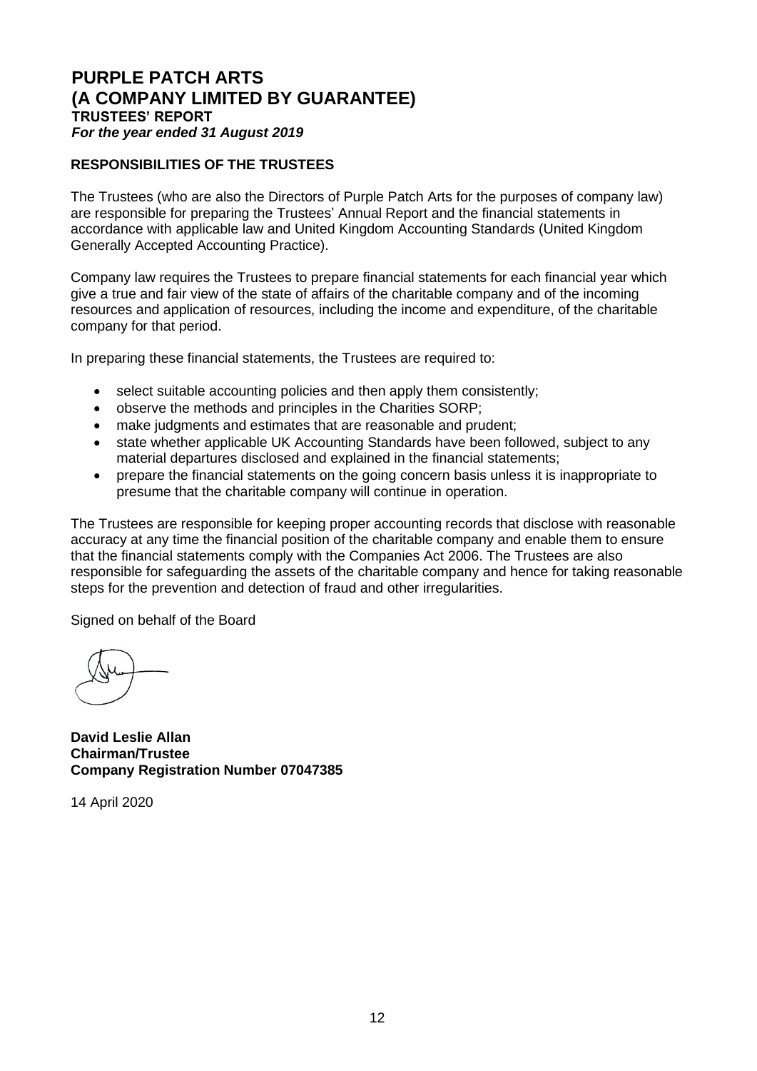# PURPLE PATCH ARTS
# (A COMPANY LIMITED BY GUARANTEE)
## TRUSTEES' REPORT
***For the year ended 31 August 2019***

**RESPONSIBILITIES OF THE TRUSTEES**

The Trustees (who are also the Directors of Purple Patch Arts for the purposes of company law) are responsible for preparing the Trustees' Annual Report and the financial statements in accordance with applicable law and United Kingdom Accounting Standards (United Kingdom Generally Accepted Accounting Practice).

Company law requires the Trustees to prepare financial statements for each financial year which give a true and fair view of the state of affairs of the charitable company and of the incoming resources and application of resources, including the income and expenditure, of the charitable company for that period.

In preparing these financial statements, the Trustees are required to:

- select suitable accounting policies and then apply them consistently;
- observe the methods and principles in the Charities SORP;
- make judgments and estimates that are reasonable and prudent;
- state whether applicable UK Accounting Standards have been followed, subject to any material departures disclosed and explained in the financial statements;
- prepare the financial statements on the going concern basis unless it is inappropriate to presume that the charitable company will continue in operation.

The Trustees are responsible for keeping proper accounting records that disclose with reasonable accuracy at any time the financial position of the charitable company and enable them to ensure that the financial statements comply with the Companies Act 2006. The Trustees are also responsible for safeguarding the assets of the charitable company and hence for taking reasonable steps for the prevention and detection of fraud and other irregularities.

Signed on behalf of the Board

**David Leslie Allan**
**Chairman/Trustee**
**Company Registration Number 07047385**

14 April 2020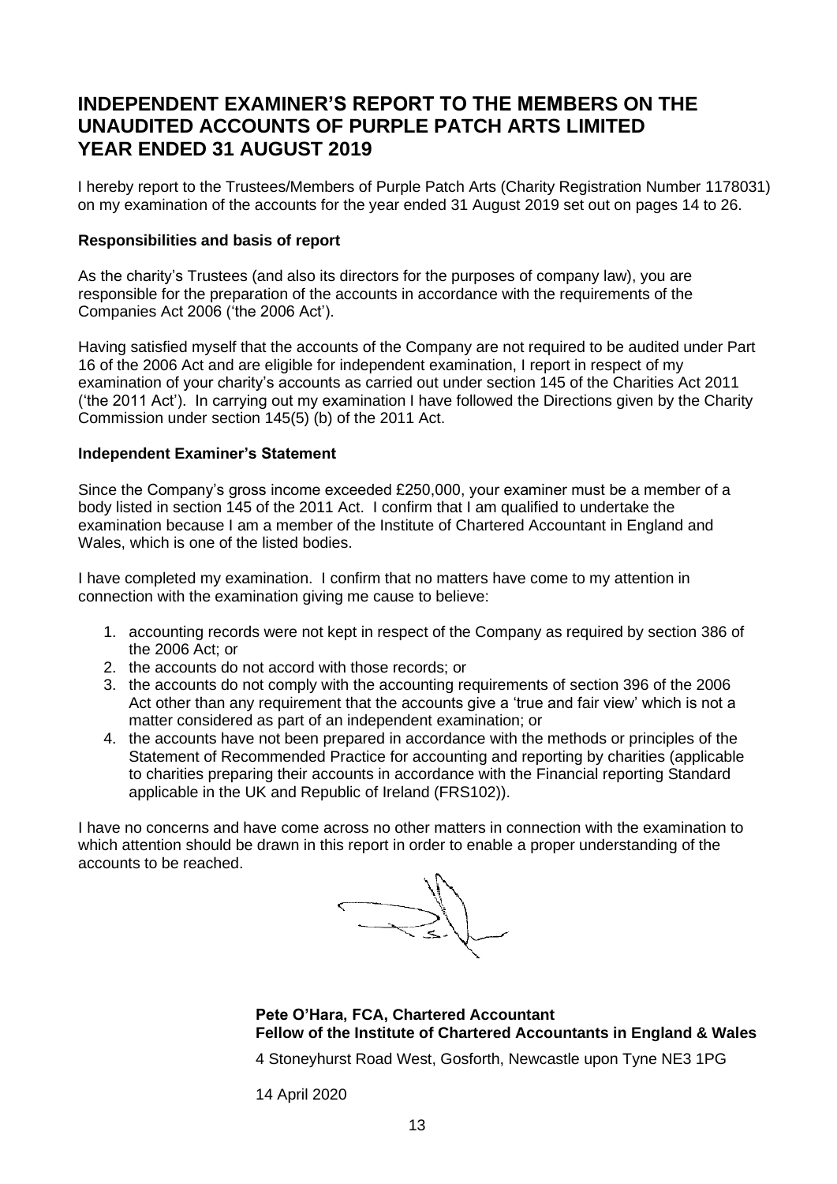# INDEPENDENT EXAMINER'S REPORT TO THE MEMBERS ON THE UNAUDITED ACCOUNTS OF PURPLE PATCH ARTS LIMITED YEAR ENDED 31 AUGUST 2019

I hereby report to the Trustees/Members of Purple Patch Arts (Charity Registration Number 1178031) on my examination of the accounts for the year ended 31 August 2019 set out on pages 14 to 26.

**Responsibilities and basis of report**

As the charity's Trustees (and also its directors for the purposes of company law), you are responsible for the preparation of the accounts in accordance with the requirements of the Companies Act 2006 ('the 2006 Act').

Having satisfied myself that the accounts of the Company are not required to be audited under Part 16 of the 2006 Act and are eligible for independent examination, I report in respect of my examination of your charity's accounts as carried out under section 145 of the Charities Act 2011 ('the 2011 Act'). In carrying out my examination I have followed the Directions given by the Charity Commission under section 145(5) (b) of the 2011 Act.

**Independent Examiner's Statement**

Since the Company's gross income exceeded £250,000, your examiner must be a member of a body listed in section 145 of the 2011 Act. I confirm that I am qualified to undertake the examination because I am a member of the Institute of Chartered Accountant in England and Wales, which is one of the listed bodies.

I have completed my examination. I confirm that no matters have come to my attention in connection with the examination giving me cause to believe:

1. accounting records were not kept in respect of the Company as required by section 386 of the 2006 Act; or
2. the accounts do not accord with those records; or
3. the accounts do not comply with the accounting requirements of section 396 of the 2006 Act other than any requirement that the accounts give a 'true and fair view' which is not a matter considered as part of an independent examination; or
4. the accounts have not been prepared in accordance with the methods or principles of the Statement of Recommended Practice for accounting and reporting by charities (applicable to charities preparing their accounts in accordance with the Financial reporting Standard applicable in the UK and Republic of Ireland (FRS102)).

I have no concerns and have come across no other matters in connection with the examination to which attention should be drawn in this report in order to enable a proper understanding of the accounts to be reached.

**Pete O'Hara, FCA, Chartered Accountant**
**Fellow of the Institute of Chartered Accountants in England & Wales**

4 Stoneyhurst Road West, Gosforth, Newcastle upon Tyne NE3 1PG

14 April 2020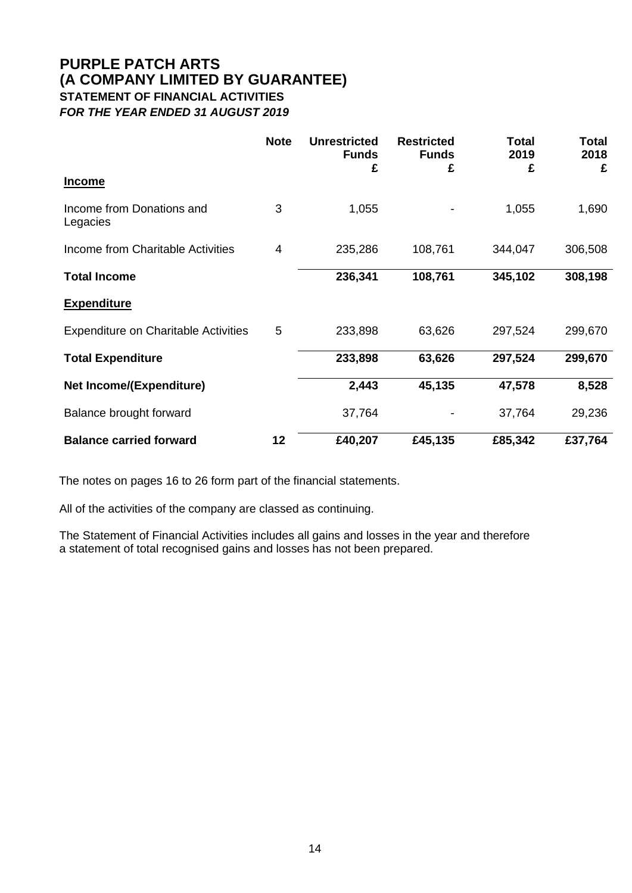# PURPLE PATCH ARTS
# (A COMPANY LIMITED BY GUARANTEE)
### STATEMENT OF FINANCIAL ACTIVITIES
### *FOR THE YEAR ENDED 31 AUGUST 2019*

| | Note | Unrestricted Funds £ | Restricted Funds £ | Total 2019 £ | Total 2018 £ |
|---|---|---|---|---|---|
| **Income** | | | | | |
| Income from Donations and Legacies | 3 | 1,055 | - | 1,055 | 1,690 |
| Income from Charitable Activities | 4 | 235,286 | 108,761 | 344,047 | 306,508 |
| **Total Income** | | **236,341** | **108,761** | **345,102** | **308,198** |
| **Expenditure** | | | | | |
| Expenditure on Charitable Activities | 5 | 233,898 | 63,626 | 297,524 | 299,670 |
| **Total Expenditure** | | **233,898** | **63,626** | **297,524** | **299,670** |
| **Net Income/(Expenditure)** | | **2,443** | **45,135** | **47,578** | **8,528** |
| Balance brought forward | | 37,764 | - | 37,764 | 29,236 |
| **Balance carried forward** | **12** | **£40,207** | **£45,135** | **£85,342** | **£37,764** |

The notes on pages 16 to 26 form part of the financial statements.

All of the activities of the company are classed as continuing.

The Statement of Financial Activities includes all gains and losses in the year and therefore a statement of total recognised gains and losses has not been prepared.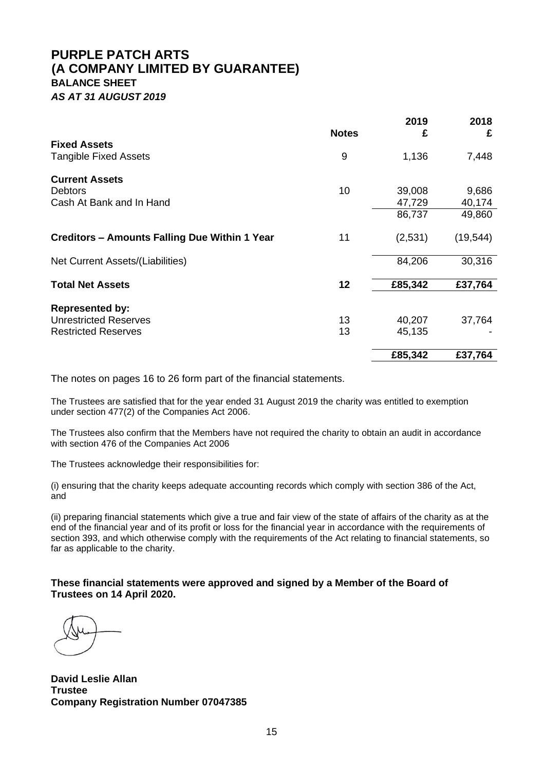# PURPLE PATCH ARTS
# (A COMPANY LIMITED BY GUARANTEE)
## BALANCE SHEET
***AS AT 31 AUGUST 2019***

| | Notes | 2019 £ | 2018 £ |
|---|---|---|---|
| **Fixed Assets** | | | |
| Tangible Fixed Assets | 9 | 1,136 | 7,448 |
| **Current Assets** | | | |
| Debtors | 10 | 39,008 | 9,686 |
| Cash At Bank and In Hand | | 47,729 | 40,174 |
| | | 86,737 | 49,860 |
| **Creditors – Amounts Falling Due Within 1 Year** | 11 | (2,531) | (19,544) |
| Net Current Assets/(Liabilities) | | 84,206 | 30,316 |
| **Total Net Assets** | **12** | **£85,342** | **£37,764** |
| **Represented by:** | | | |
| Unrestricted Reserves | 13 | 40,207 | 37,764 |
| Restricted Reserves | 13 | 45,135 | - |
| | | **£85,342** | **£37,764** |

The notes on pages 16 to 26 form part of the financial statements.

The Trustees are satisfied that for the year ended 31 August 2019 the charity was entitled to exemption under section 477(2) of the Companies Act 2006.

The Trustees also confirm that the Members have not required the charity to obtain an audit in accordance with section 476 of the Companies Act 2006

The Trustees acknowledge their responsibilities for:

(i) ensuring that the charity keeps adequate accounting records which comply with section 386 of the Act, and

(ii) preparing financial statements which give a true and fair view of the state of affairs of the charity as at the end of the financial year and of its profit or loss for the financial year in accordance with the requirements of section 393, and which otherwise comply with the requirements of the Act relating to financial statements, so far as applicable to the charity.

**These financial statements were approved and signed by a Member of the Board of Trustees on 14 April 2020.**

**David Leslie Allan**
**Trustee**
**Company Registration Number 07047385**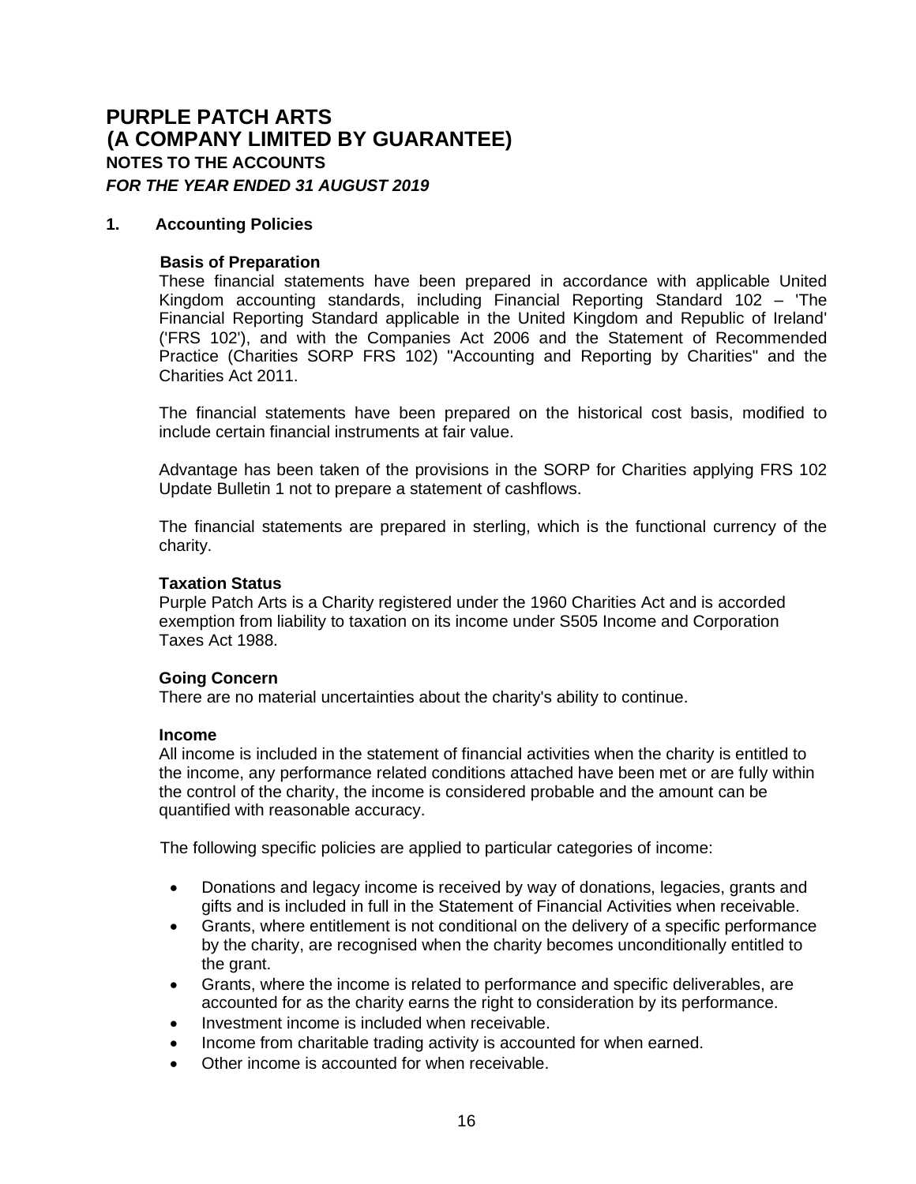# PURPLE PATCH ARTS
# (A COMPANY LIMITED BY GUARANTEE)
### NOTES TO THE ACCOUNTS
***FOR THE YEAR ENDED 31 AUGUST 2019***

## 1. Accounting Policies

**Basis of Preparation**

These financial statements have been prepared in accordance with applicable United Kingdom accounting standards, including Financial Reporting Standard 102 – 'The Financial Reporting Standard applicable in the United Kingdom and Republic of Ireland' ('FRS 102'), and with the Companies Act 2006 and the Statement of Recommended Practice (Charities SORP FRS 102) "Accounting and Reporting by Charities" and the Charities Act 2011.

The financial statements have been prepared on the historical cost basis, modified to include certain financial instruments at fair value.

Advantage has been taken of the provisions in the SORP for Charities applying FRS 102 Update Bulletin 1 not to prepare a statement of cashflows.

The financial statements are prepared in sterling, which is the functional currency of the charity.

**Taxation Status**

Purple Patch Arts is a Charity registered under the 1960 Charities Act and is accorded exemption from liability to taxation on its income under S505 Income and Corporation Taxes Act 1988.

**Going Concern**

There are no material uncertainties about the charity's ability to continue.

**Income**

All income is included in the statement of financial activities when the charity is entitled to the income, any performance related conditions attached have been met or are fully within the control of the charity, the income is considered probable and the amount can be quantified with reasonable accuracy.

The following specific policies are applied to particular categories of income:

- Donations and legacy income is received by way of donations, legacies, grants and gifts and is included in full in the Statement of Financial Activities when receivable.
- Grants, where entitlement is not conditional on the delivery of a specific performance by the charity, are recognised when the charity becomes unconditionally entitled to the grant.
- Grants, where the income is related to performance and specific deliverables, are accounted for as the charity earns the right to consideration by its performance.
- Investment income is included when receivable.
- Income from charitable trading activity is accounted for when earned.
- Other income is accounted for when receivable.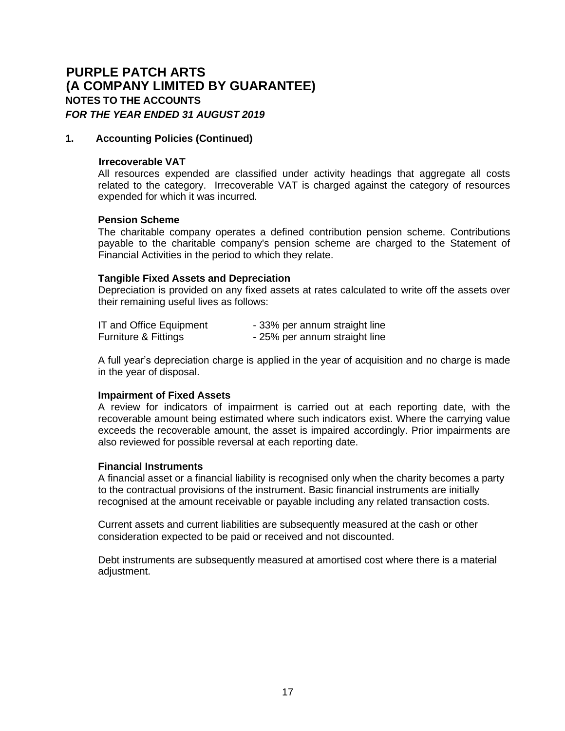# PURPLE PATCH ARTS
# (A COMPANY LIMITED BY GUARANTEE)
## NOTES TO THE ACCOUNTS
### *FOR THE YEAR ENDED 31 AUGUST 2019*

**1. Accounting Policies (Continued)**

**Irrecoverable VAT**

All resources expended are classified under activity headings that aggregate all costs related to the category. Irrecoverable VAT is charged against the category of resources expended for which it was incurred.

**Pension Scheme**

The charitable company operates a defined contribution pension scheme. Contributions payable to the charitable company's pension scheme are charged to the Statement of Financial Activities in the period to which they relate.

**Tangible Fixed Assets and Depreciation**

Depreciation is provided on any fixed assets at rates calculated to write off the assets over their remaining useful lives as follows:

| | |
|---|---|
| IT and Office Equipment | - 33% per annum straight line |
| Furniture & Fittings | - 25% per annum straight line |

A full year's depreciation charge is applied in the year of acquisition and no charge is made in the year of disposal.

**Impairment of Fixed Assets**

A review for indicators of impairment is carried out at each reporting date, with the recoverable amount being estimated where such indicators exist. Where the carrying value exceeds the recoverable amount, the asset is impaired accordingly. Prior impairments are also reviewed for possible reversal at each reporting date.

**Financial Instruments**

A financial asset or a financial liability is recognised only when the charity becomes a party to the contractual provisions of the instrument. Basic financial instruments are initially recognised at the amount receivable or payable including any related transaction costs.

Current assets and current liabilities are subsequently measured at the cash or other consideration expected to be paid or received and not discounted.

Debt instruments are subsequently measured at amortised cost where there is a material adjustment.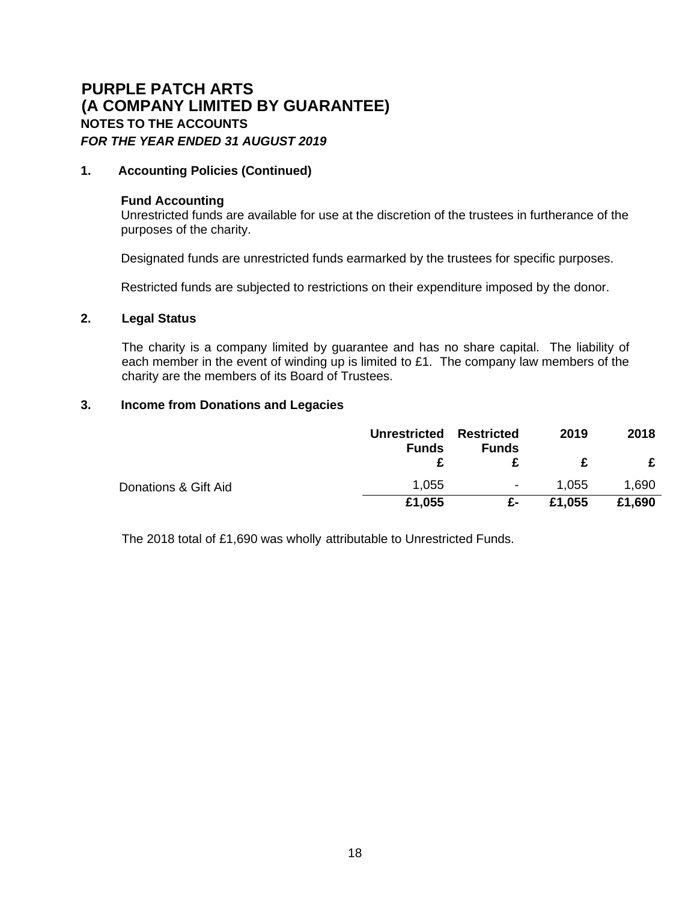# PURPLE PATCH ARTS
# (A COMPANY LIMITED BY GUARANTEE)
## NOTES TO THE ACCOUNTS
***FOR THE YEAR ENDED 31 AUGUST 2019***

### 1. Accounting Policies (Continued)

**Fund Accounting**
Unrestricted funds are available for use at the discretion of the trustees in furtherance of the purposes of the charity.

Designated funds are unrestricted funds earmarked by the trustees for specific purposes.

Restricted funds are subjected to restrictions on their expenditure imposed by the donor.

### 2. Legal Status

The charity is a company limited by guarantee and has no share capital. The liability of each member in the event of winding up is limited to £1. The company law members of the charity are the members of its Board of Trustees.

### 3. Income from Donations and Legacies

| | Unrestricted Funds | Restricted Funds | 2019 | 2018 |
|---|---|---|---|---|
| | £ | £ | £ | £ |
| Donations & Gift Aid | 1,055 | - | 1,055 | 1,690 |
| | **£1,055** | **£-** | **£1,055** | **£1,690** |

The 2018 total of £1,690 was wholly attributable to Unrestricted Funds.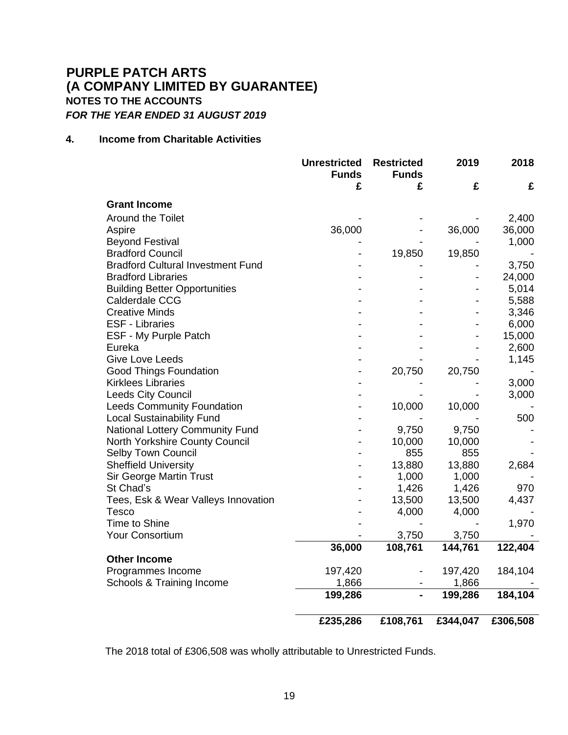# PURPLE PATCH ARTS
# (A COMPANY LIMITED BY GUARANTEE)
## NOTES TO THE ACCOUNTS
***FOR THE YEAR ENDED 31 AUGUST 2019***

### 4. Income from Charitable Activities

| | Unrestricted Funds | Restricted Funds | 2019 | 2018 |
|---|---|---|---|---|
| | £ | £ | £ | £ |
| **Grant Income** | | | | |
| Around the Toilet | - | - | - | 2,400 |
| Aspire | 36,000 | - | 36,000 | 36,000 |
| Beyond Festival | - | - | - | 1,000 |
| Bradford Council | - | 19,850 | 19,850 | - |
| Bradford Cultural Investment Fund | - | - | - | 3,750 |
| Bradford Libraries | - | - | - | 24,000 |
| Building Better Opportunities | - | - | - | 5,014 |
| Calderdale CCG | - | - | - | 5,588 |
| Creative Minds | - | - | - | 3,346 |
| ESF - Libraries | - | - | - | 6,000 |
| ESF - My Purple Patch | - | - | - | 15,000 |
| Eureka | - | - | - | 2,600 |
| Give Love Leeds | - | - | - | 1,145 |
| Good Things Foundation | - | 20,750 | 20,750 | - |
| Kirklees Libraries | - | - | - | 3,000 |
| Leeds City Council | - | - | - | 3,000 |
| Leeds Community Foundation | - | 10,000 | 10,000 | - |
| Local Sustainability Fund | - | - | - | 500 |
| National Lottery Community Fund | - | 9,750 | 9,750 | - |
| North Yorkshire County Council | - | 10,000 | 10,000 | - |
| Selby Town Council | - | 855 | 855 | - |
| Sheffield University | - | 13,880 | 13,880 | 2,684 |
| Sir George Martin Trust | - | 1,000 | 1,000 | - |
| St Chad's | - | 1,426 | 1,426 | 970 |
| Tees, Esk & Wear Valleys Innovation | - | 13,500 | 13,500 | 4,437 |
| Tesco | - | 4,000 | 4,000 | - |
| Time to Shine | - | - | - | 1,970 |
| Your Consortium | - | 3,750 | 3,750 | - |
| | **36,000** | **108,761** | **144,761** | **122,404** |
| **Other Income** | | | | |
| Programmes Income | 197,420 | - | 197,420 | 184,104 |
| Schools & Training Income | 1,866 | - | 1,866 | - |
| | **199,286** | **-** | **199,286** | **184,104** |
| | **£235,286** | **£108,761** | **£344,047** | **£306,508** |

The 2018 total of £306,508 was wholly attributable to Unrestricted Funds.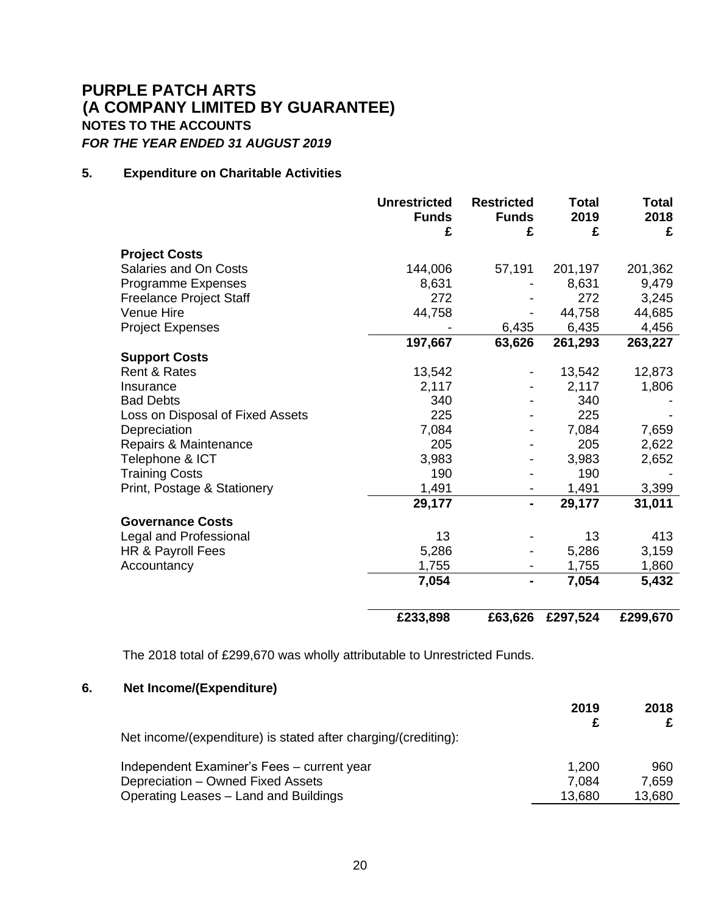# PURPLE PATCH ARTS
# (A COMPANY LIMITED BY GUARANTEE)
### NOTES TO THE ACCOUNTS
***FOR THE YEAR ENDED 31 AUGUST 2019***

### 5. Expenditure on Charitable Activities

| | Unrestricted Funds £ | Restricted Funds £ | Total 2019 £ | Total 2018 £ |
|---|---|---|---|---|
| **Project Costs** | | | | |
| Salaries and On Costs | 144,006 | 57,191 | 201,197 | 201,362 |
| Programme Expenses | 8,631 | - | 8,631 | 9,479 |
| Freelance Project Staff | 272 | - | 272 | 3,245 |
| Venue Hire | 44,758 | - | 44,758 | 44,685 |
| Project Expenses | - | 6,435 | 6,435 | 4,456 |
| | **197,667** | **63,626** | **261,293** | **263,227** |
| **Support Costs** | | | | |
| Rent & Rates | 13,542 | - | 13,542 | 12,873 |
| Insurance | 2,117 | - | 2,117 | 1,806 |
| Bad Debts | 340 | - | 340 | - |
| Loss on Disposal of Fixed Assets | 225 | - | 225 | - |
| Depreciation | 7,084 | - | 7,084 | 7,659 |
| Repairs & Maintenance | 205 | - | 205 | 2,622 |
| Telephone & ICT | 3,983 | - | 3,983 | 2,652 |
| Training Costs | 190 | - | 190 | - |
| Print, Postage & Stationery | 1,491 | - | 1,491 | 3,399 |
| | **29,177** | **-** | **29,177** | **31,011** |
| **Governance Costs** | | | | |
| Legal and Professional | 13 | - | 13 | 413 |
| HR & Payroll Fees | 5,286 | - | 5,286 | 3,159 |
| Accountancy | 1,755 | - | 1,755 | 1,860 |
| | **7,054** | **-** | **7,054** | **5,432** |
| | **£233,898** | **£63,626** | **£297,524** | **£299,670** |

The 2018 total of £299,670 was wholly attributable to Unrestricted Funds.

### 6. Net Income/(Expenditure)

| | 2019 £ | 2018 £ |
|---|---|---|
| Net income/(expenditure) is stated after charging/(crediting): | | |
| Independent Examiner's Fees – current year | 1,200 | 960 |
| Depreciation – Owned Fixed Assets | 7,084 | 7,659 |
| Operating Leases – Land and Buildings | 13,680 | 13,680 |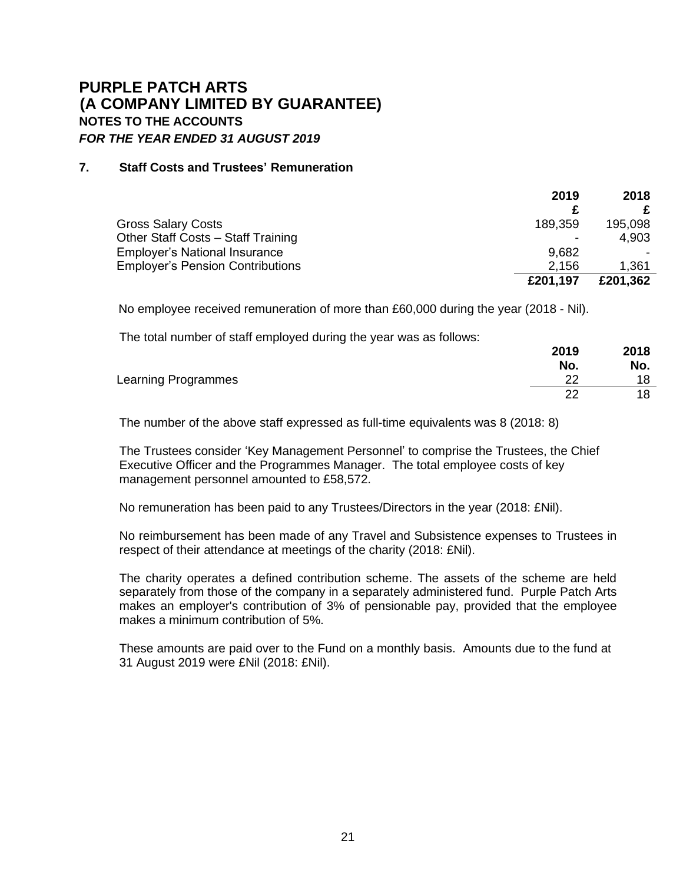# PURPLE PATCH ARTS
# (A COMPANY LIMITED BY GUARANTEE)
## NOTES TO THE ACCOUNTS
### *FOR THE YEAR ENDED 31 AUGUST 2019*

**7. Staff Costs and Trustees' Remuneration**

| | 2019 | 2018 |
|---|---|---|
| | £ | £ |
| Gross Salary Costs | 189,359 | 195,098 |
| Other Staff Costs – Staff Training | - | 4,903 |
| Employer's National Insurance | 9,682 | - |
| Employer's Pension Contributions | 2,156 | 1,361 |
| | **£201,197** | **£201,362** |

No employee received remuneration of more than £60,000 during the year (2018 - Nil).

The total number of staff employed during the year was as follows:

| | 2019 | 2018 |
|---|---|---|
| | No. | No. |
| Learning Programmes | 22 | 18 |
| | 22 | 18 |

The number of the above staff expressed as full-time equivalents was 8 (2018: 8)

The Trustees consider 'Key Management Personnel' to comprise the Trustees, the Chief Executive Officer and the Programmes Manager. The total employee costs of key management personnel amounted to £58,572.

No remuneration has been paid to any Trustees/Directors in the year (2018: £Nil).

No reimbursement has been made of any Travel and Subsistence expenses to Trustees in respect of their attendance at meetings of the charity (2018: £Nil).

The charity operates a defined contribution scheme. The assets of the scheme are held separately from those of the company in a separately administered fund. Purple Patch Arts makes an employer's contribution of 3% of pensionable pay, provided that the employee makes a minimum contribution of 5%.

These amounts are paid over to the Fund on a monthly basis. Amounts due to the fund at 31 August 2019 were £Nil (2018: £Nil).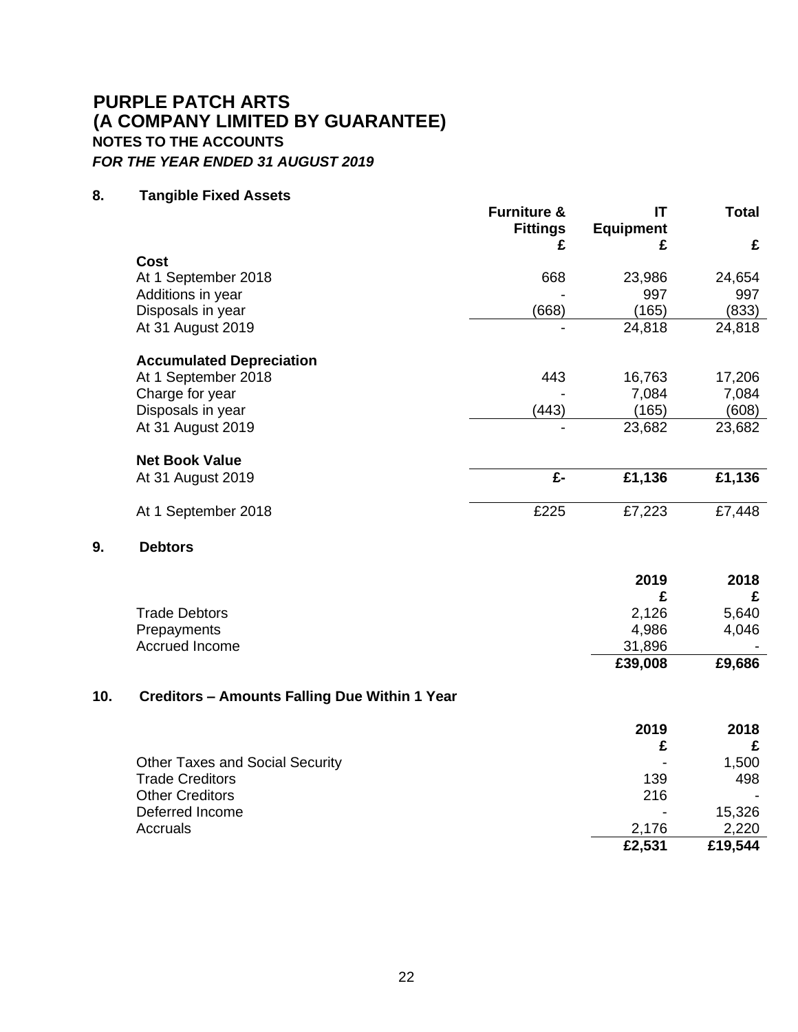# PURPLE PATCH ARTS
# (A COMPANY LIMITED BY GUARANTEE)
## NOTES TO THE ACCOUNTS
***FOR THE YEAR ENDED 31 AUGUST 2019***

### 8. Tangible Fixed Assets

| | Furniture & Fittings £ | IT Equipment £ | Total £ |
|---|---|---|---|
| **Cost** | | | |
| At 1 September 2018 | 668 | 23,986 | 24,654 |
| Additions in year | - | 997 | 997 |
| Disposals in year | (668) | (165) | (833) |
| At 31 August 2019 | - | 24,818 | 24,818 |
| **Accumulated Depreciation** | | | |
| At 1 September 2018 | 443 | 16,763 | 17,206 |
| Charge for year | - | 7,084 | 7,084 |
| Disposals in year | (443) | (165) | (608) |
| At 31 August 2019 | - | 23,682 | 23,682 |
| **Net Book Value** | | | |
| At 31 August 2019 | **£-** | **£1,136** | **£1,136** |
| At 1 September 2018 | £225 | £7,223 | £7,448 |

### 9. Debtors

| | 2019 £ | 2018 £ |
|---|---|---|
| Trade Debtors | 2,126 | 5,640 |
| Prepayments | 4,986 | 4,046 |
| Accrued Income | 31,896 | - |
| | **£39,008** | **£9,686** |

### 10. Creditors – Amounts Falling Due Within 1 Year

| | 2019 £ | 2018 £ |
|---|---|---|
| Other Taxes and Social Security | - | 1,500 |
| Trade Creditors | 139 | 498 |
| Other Creditors | 216 | - |
| Deferred Income | - | 15,326 |
| Accruals | 2,176 | 2,220 |
| | **£2,531** | **£19,544** |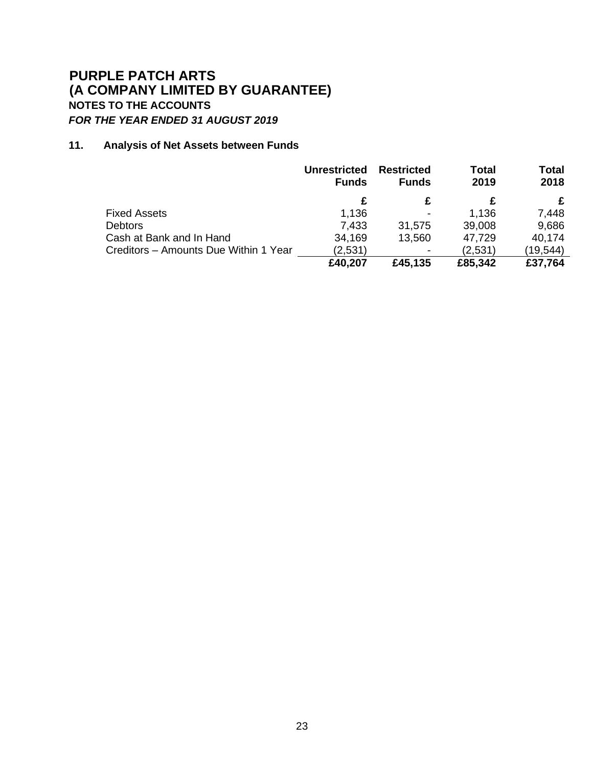# PURPLE PATCH ARTS
# (A COMPANY LIMITED BY GUARANTEE)
## NOTES TO THE ACCOUNTS
***FOR THE YEAR ENDED 31 AUGUST 2019***

### 11. Analysis of Net Assets between Funds

| | Unrestricted Funds | Restricted Funds | Total 2019 | Total 2018 |
|---|---|---|---|---|
| | £ | £ | £ | £ |
| Fixed Assets | 1,136 | - | 1,136 | 7,448 |
| Debtors | 7,433 | 31,575 | 39,008 | 9,686 |
| Cash at Bank and In Hand | 34,169 | 13,560 | 47,729 | 40,174 |
| Creditors – Amounts Due Within 1 Year | (2,531) | - | (2,531) | (19,544) |
| | **£40,207** | **£45,135** | **£85,342** | **£37,764** |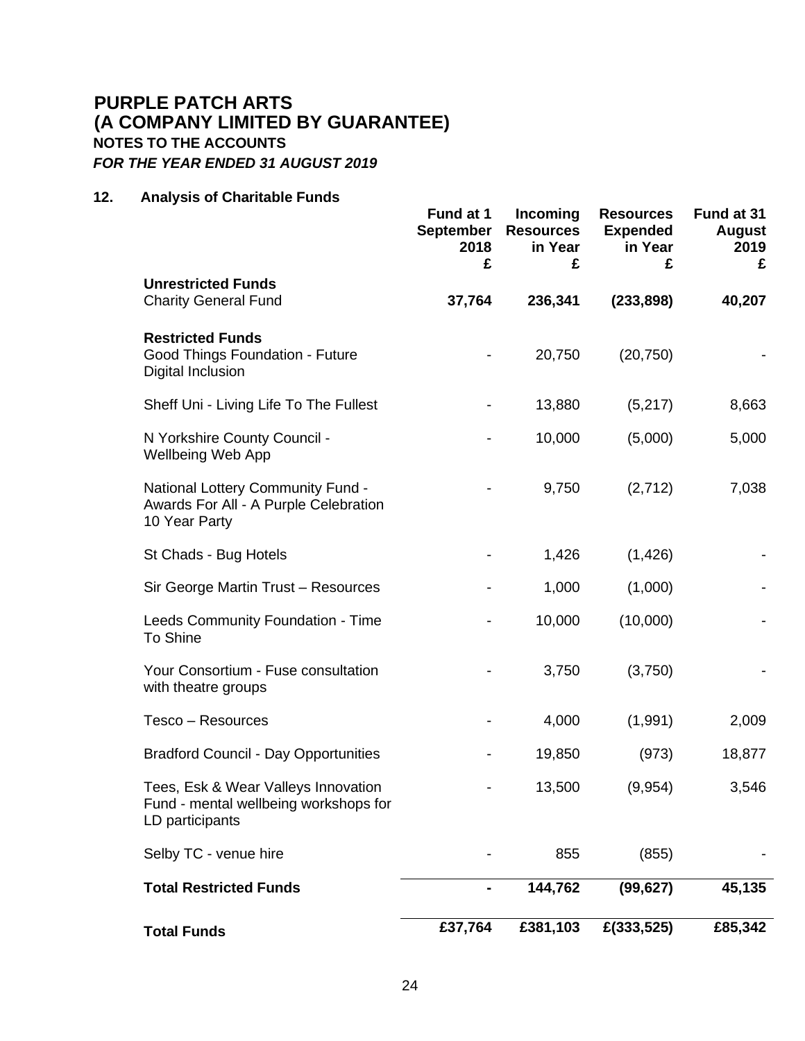# PURPLE PATCH ARTS
# (A COMPANY LIMITED BY GUARANTEE)
### NOTES TO THE ACCOUNTS
***FOR THE YEAR ENDED 31 AUGUST 2019***

### 12. Analysis of Charitable Funds

| | Fund at 1 September 2018 £ | Incoming Resources in Year £ | Resources Expended in Year £ | Fund at 31 August 2019 £ |
|---|---|---|---|---|
| **Unrestricted Funds** | | | | |
| Charity General Fund | **37,764** | **236,341** | **(233,898)** | **40,207** |
| **Restricted Funds** | | | | |
| Good Things Foundation - Future Digital Inclusion | - | 20,750 | (20,750) | - |
| Sheff Uni - Living Life To The Fullest | - | 13,880 | (5,217) | 8,663 |
| N Yorkshire County Council - Wellbeing Web App | - | 10,000 | (5,000) | 5,000 |
| National Lottery Community Fund - Awards For All - A Purple Celebration 10 Year Party | - | 9,750 | (2,712) | 7,038 |
| St Chads - Bug Hotels | - | 1,426 | (1,426) | - |
| Sir George Martin Trust – Resources | - | 1,000 | (1,000) | - |
| Leeds Community Foundation - Time To Shine | - | 10,000 | (10,000) | - |
| Your Consortium - Fuse consultation with theatre groups | - | 3,750 | (3,750) | - |
| Tesco – Resources | - | 4,000 | (1,991) | 2,009 |
| Bradford Council - Day Opportunities | - | 19,850 | (973) | 18,877 |
| Tees, Esk & Wear Valleys Innovation Fund - mental wellbeing workshops for LD participants | - | 13,500 | (9,954) | 3,546 |
| Selby TC - venue hire | - | 855 | (855) | - |
| **Total Restricted Funds** | **-** | **144,762** | **(99,627)** | **45,135** |
| **Total Funds** | **£37,764** | **£381,103** | **£(333,525)** | **£85,342** |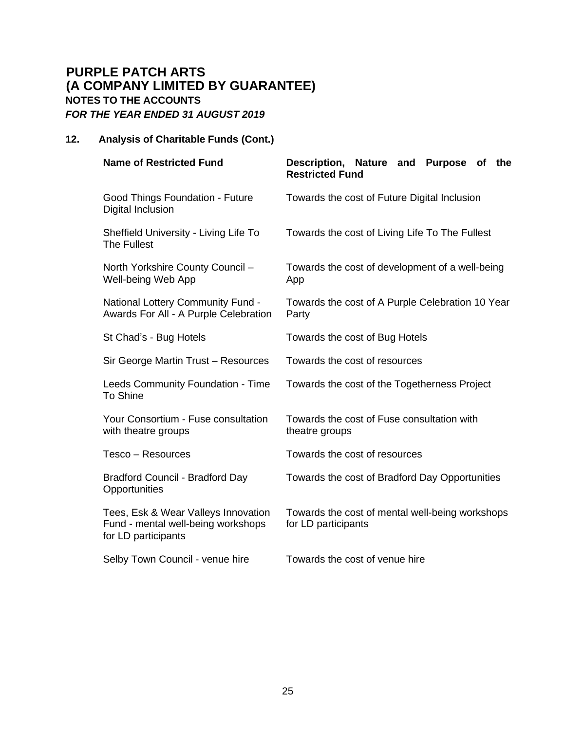# PURPLE PATCH ARTS
# (A COMPANY LIMITED BY GUARANTEE)
## NOTES TO THE ACCOUNTS
***FOR THE YEAR ENDED 31 AUGUST 2019***

### 12. Analysis of Charitable Funds (Cont.)

| Name of Restricted Fund | Description, Nature and Purpose of the Restricted Fund |
|---|---|
| Good Things Foundation - Future Digital Inclusion | Towards the cost of Future Digital Inclusion |
| Sheffield University - Living Life To The Fullest | Towards the cost of Living Life To The Fullest |
| North Yorkshire County Council – Well-being Web App | Towards the cost of development of a well-being App |
| National Lottery Community Fund - Awards For All - A Purple Celebration | Towards the cost of A Purple Celebration 10 Year Party |
| St Chad's - Bug Hotels | Towards the cost of Bug Hotels |
| Sir George Martin Trust – Resources | Towards the cost of resources |
| Leeds Community Foundation - Time To Shine | Towards the cost of the Togetherness Project |
| Your Consortium - Fuse consultation with theatre groups | Towards the cost of Fuse consultation with theatre groups |
| Tesco – Resources | Towards the cost of resources |
| Bradford Council - Bradford Day Opportunities | Towards the cost of Bradford Day Opportunities |
| Tees, Esk & Wear Valleys Innovation Fund - mental well-being workshops for LD participants | Towards the cost of mental well-being workshops for LD participants |
| Selby Town Council - venue hire | Towards the cost of venue hire |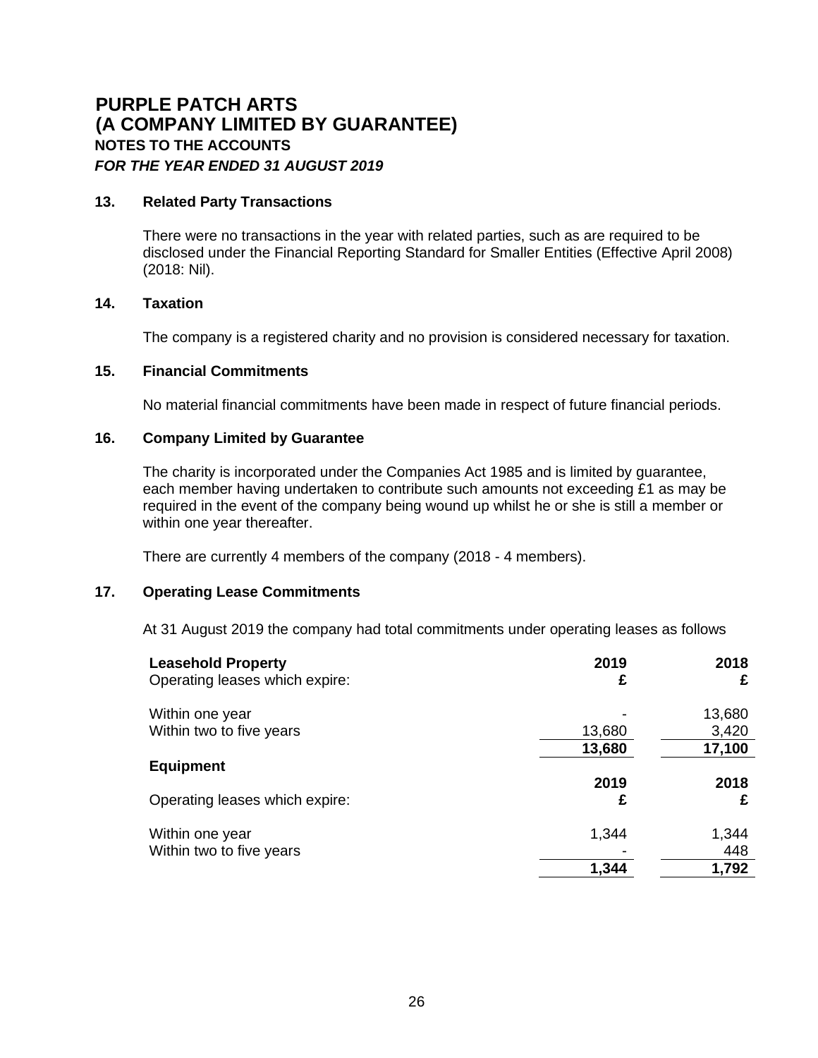# PURPLE PATCH ARTS
# (A COMPANY LIMITED BY GUARANTEE)
## NOTES TO THE ACCOUNTS
### *FOR THE YEAR ENDED 31 AUGUST 2019*

**13. Related Party Transactions**

There were no transactions in the year with related parties, such as are required to be disclosed under the Financial Reporting Standard for Smaller Entities (Effective April 2008) (2018: Nil).

**14. Taxation**

The company is a registered charity and no provision is considered necessary for taxation.

**15. Financial Commitments**

No material financial commitments have been made in respect of future financial periods.

**16. Company Limited by Guarantee**

The charity is incorporated under the Companies Act 1985 and is limited by guarantee, each member having undertaken to contribute such amounts not exceeding £1 as may be required in the event of the company being wound up whilst he or she is still a member or within one year thereafter.

There are currently 4 members of the company (2018 - 4 members).

**17. Operating Lease Commitments**

At 31 August 2019 the company had total commitments under operating leases as follows

| **Leasehold Property** | **2019** | **2018** |
|---|---|---|
| Operating leases which expire: | **£** | **£** |
| Within one year | - | 13,680 |
| Within two to five years | 13,680 | 3,420 |
| | **13,680** | **17,100** |

| **Equipment** | **2019** | **2018** |
|---|---|---|
| Operating leases which expire: | **£** | **£** |
| Within one year | 1,344 | 1,344 |
| Within two to five years | - | 448 |
| | **1,344** | **1,792** |